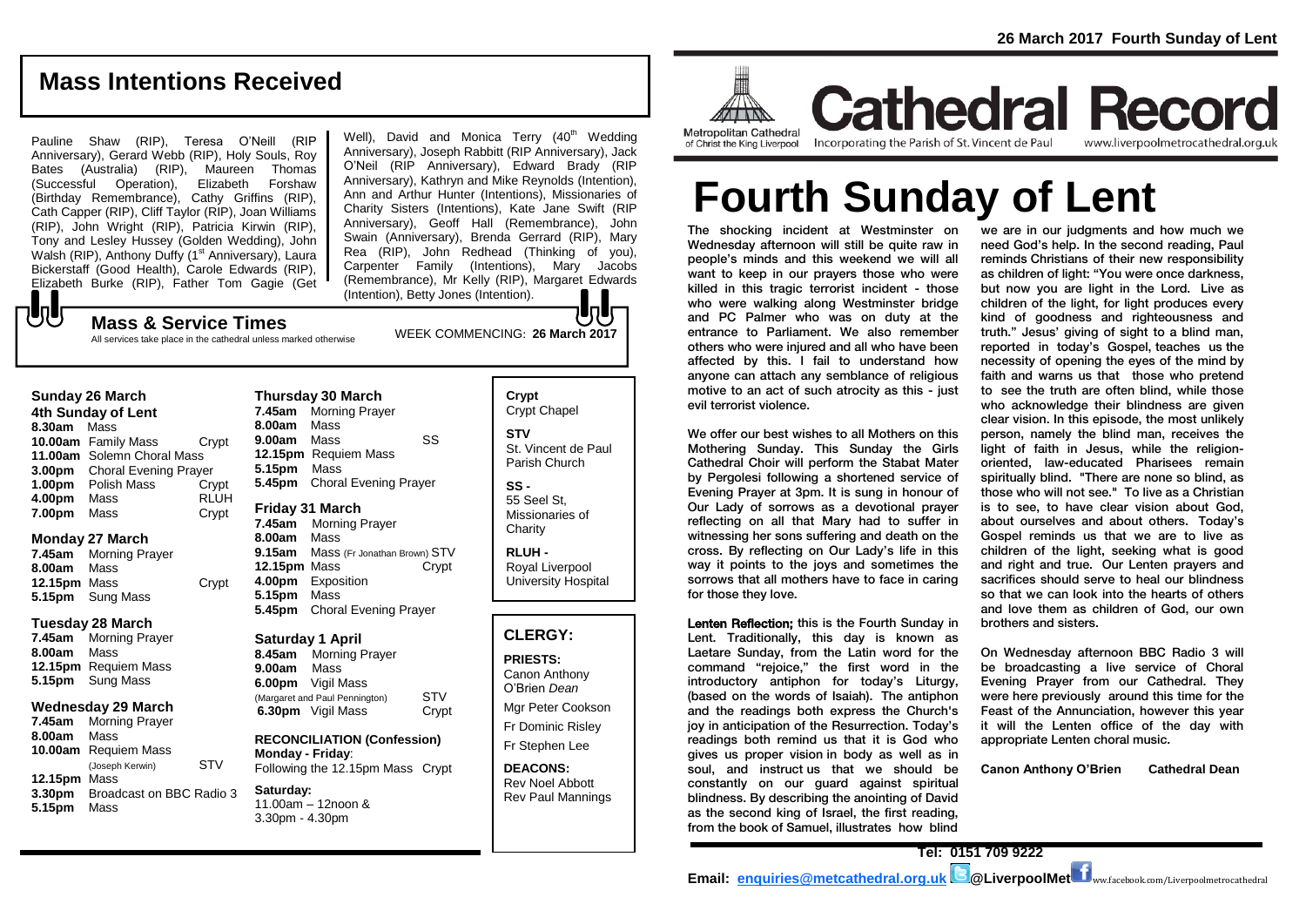# Mass Intentions Received

Pauline Shaw (RIP), Teresa O'Neill (RIP Anniversary), Gerard Webb (RIP), Holy Souls, Roy Bates (Australia) (RIP), Maureen Thomas (Successful Operation), Elizabeth Forshaw (Birthday Remembrance), Cathy Griffins (RIP), Cath Capper (RIP), Cliff Taylor (RIP), Joan Williams (RIP), John Wright (RIP), Patricia Kirwin (RIP), Tony and Lesley Hussey (Golden Wedding), John Walsh (RIP), Anthony Duffy (1st Anniversary), Laura Bickerstaff (Good Health), Carole Edwards (RIP), Elizabeth Burke (RIP), Father Tom Gagie (Get Well), David and Monica Terry (40th Wedding Anniversary), Joseph Rabbitt (RIP Anniversary), Jack O'Neil (RIP Anniversary), Edward Brady (RIP Anniversary), Kathryn and Mike Reynolds (Intention), Ann and Arthur Hunter (Intentions), Missionaries of Charity Sisters (Intentions), Kate Jane Swift (RIP Anniversary), Geoff Hall (Remembrance), John Swain (Anniversary), Brenda Gerrard (RIP), Mary Rea (RIP), John Redhead (Thinking of you), Carpenter Family (Intentions), Mary Jacobs (Remembrance), Mr Kelly (RIP), Margaret Edwards (Intention), Betty Jones (Intention).

## Mass & Service Times

All services take place in the cathedral unless marked otherwise

WEEK COMMENCING: **26 March 2017**

### Sunday 26 March
**4th Sunday of Lent**

| | | |
|---|---|---|
| **8.30am** | Mass | |
| **10.00am** | Family Mass | Crypt |
| **11.00am** | Solemn Choral Mass | |
| **3.00pm** | Choral Evening Prayer | |
| **1.00pm** | Polish Mass | Crypt |
| **4.00pm** | Mass | RLUH |
| **7.00pm** | Mass | Crypt |

### Monday 27 March

| | | |
|---|---|---|
| **7.45am** | Morning Prayer | |
| **8.00am** | Mass | |
| **12.15pm** | Mass | Crypt |
| **5.15pm** | Sung Mass | |

### Tuesday 28 March

| | | |
|---|---|---|
| **7.45am** | Morning Prayer | |
| **8.00am** | Mass | |
| **12.15pm** | Requiem Mass | |
| **5.15pm** | Sung Mass | |

### Wednesday 29 March

| | | |
|---|---|---|
| **7.45am** | Morning Prayer | |
| **8.00am** | Mass | |
| **10.00am** | Requiem Mass (Joseph Kerwin) | STV |
| **12.15pm** | Mass | |
| **3.30pm** | Broadcast on BBC Radio 3 | |
| **5.15pm** | Mass | |

### Thursday 30 March

| | | |
|---|---|---|
| **7.45am** | Morning Prayer | |
| **8.00am** | Mass | |
| **9.00am** | Mass | SS |
| **12.15pm** | Requiem Mass | |
| **5.15pm** | Mass | |
| **5.45pm** | Choral Evening Prayer | |

### Friday 31 March

| | | |
|---|---|---|
| **7.45am** | Morning Prayer | |
| **8.00am** | Mass | |
| **9.15am** | Mass (Fr Jonathan Brown) | STV |
| **12.15pm** | Mass | Crypt |
| **4.00pm** | Exposition | |
| **5.15pm** | Mass | |
| **5.45pm** | Choral Evening Prayer | |

### Saturday 1 April

| | | |
|---|---|---|
| **8.45am** | Morning Prayer | |
| **9.00am** | Mass | |
| **6.00pm** | Vigil Mass (Margaret and Paul Pennington) | STV |
| **6.30pm** | Vigil Mass | Crypt |

**RECONCILIATION (Confession)**
**Monday - Friday**:
Following the 12.15pm Mass Crypt

**Saturday:**
11.00am – 12noon &
3.30pm - 4.30pm

**Crypt**
Crypt Chapel

**STV**
St. Vincent de Paul Parish Church

**SS -**
55 Seel St, Missionaries of Charity

**RLUH -**
Royal Liverpool University Hospital

## CLERGY:

**PRIESTS:**
Canon Anthony O'Brien *Dean*
Mgr Peter Cookson
Fr Dominic Risley
Fr Stephen Lee

**DEACONS:**
Rev Noel Abbott
Rev Paul Mannings

Metropolitan Cathedral of Christ the King Liverpool

# Cathedral Record

Incorporating the Parish of St. Vincent de Paul

www.liverpoolmetrocathedral.org.uk

# Fourth Sunday of Lent

The shocking incident at Westminster on Wednesday afternoon will still be quite raw in people's minds and this weekend we will all want to keep in our prayers those who were killed in this tragic terrorist incident - those who were walking along Westminster bridge and PC Palmer who was on duty at the entrance to Parliament. We also remember others who were injured and all who have been affected by this. I fail to understand how anyone can attach any semblance of religious motive to an act of such atrocity as this - just evil terrorist violence.

We offer our best wishes to all Mothers on this Mothering Sunday. This Sunday the Girls Cathedral Choir will perform the Stabat Mater by Pergolesi following a shortened service of Evening Prayer at 3pm. It is sung in honour of Our Lady of sorrows as a devotional prayer reflecting on all that Mary had to suffer in witnessing her sons suffering and death on the cross. By reflecting on Our Lady's life in this way it points to the joys and sometimes the sorrows that all mothers have to face in caring for those they love.

**Lenten Reflection;** this is the Fourth Sunday in Lent. Traditionally, this day is known as Laetare Sunday, from the Latin word for the command "rejoice," the first word in the introductory antiphon for today's Liturgy, (based on the words of Isaiah). The antiphon and the readings both express the Church's joy in anticipation of the Resurrection. Today's readings both remind us that it is God who gives us proper vision in body as well as in soul, and instruct us that we should be constantly on our guard against spiritual blindness. By describing the anointing of David as the second king of Israel, the first reading, from the book of Samuel, illustrates how blind we are in our judgments and how much we need God's help. In the second reading, Paul reminds Christians of their new responsibility as children of light: "You were once darkness, but now you are light in the Lord. Live as children of the light, for light produces every kind of goodness and righteousness and truth." Jesus' giving of sight to a blind man, reported in today's Gospel, teaches us the necessity of opening the eyes of the mind by faith and warns us that those who pretend to see the truth are often blind, while those who acknowledge their blindness are given clear vision. In this episode, the most unlikely person, namely the blind man, receives the light of faith in Jesus, while the religion-oriented, law-educated Pharisees remain spiritually blind. "There are none so blind, as those who will not see." To live as a Christian is to see, to have clear vision about God, about ourselves and about others. Today's Gospel reminds us that we are to live as children of the light, seeking what is good and right and true. Our Lenten prayers and sacrifices should serve to heal our blindness so that we can look into the hearts of others and love them as children of God, our own brothers and sisters.

On Wednesday afternoon BBC Radio 3 will be broadcasting a live service of Choral Evening Prayer from our Cathedral. They were here previously around this time for the Feast of the Annunciation, however this year it will the Lenten office of the day with appropriate Lenten choral music.

**Canon Anthony O'Brien Cathedral Dean**

**Tel: 0151 709 9222**

**Email: enquiries@metcathedral.org.uk @LiverpoolMet** www.facebook.com/Liverpoolmetrocathedral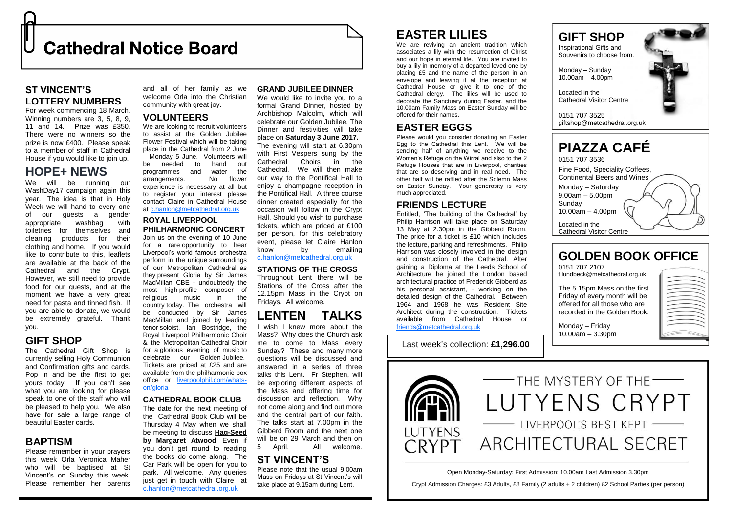# Cathedral Notice Board

## ST VINCENT'S LOTTERY NUMBERS

For week commencing 18 March. Winning numbers are 3, 5, 8, 9, 11 and 14. Prize was £350. There were no winners so the prize is now £400. Please speak to a member of staff in Cathedral House if you would like to join up.

## HOPE+ NEWS

We will be running our WashDay17 campaign again this year. The idea is that in Holy Week we will hand to every one of our guests a gender appropriate washbag with toiletries for themselves and cleaning products for their clothing and home. If you would like to contribute to this, leaflets are available at the back of the Cathedral and the Crypt. However, we still need to provide food for our guests, and at the moment we have a very great need for pasta and tinned fish. If you are able to donate, we would be extremely grateful. Thank you.

## GIFT SHOP

The Cathedral Gift Shop is currently selling Holy Communion and Confirmation gifts and cards. Pop in and be the first to get yours today! If you can't see what you are looking for please speak to one of the staff who will be pleased to help you. We also have for sale a large range of beautiful Easter cards.

## BAPTISM

Please remember in your prayers this week Orla Veronica Maher who will be baptised at St Vincent's on Sunday this week. Please remember her parents and all of her family as we welcome Orla into the Christian community with great joy.

## VOLUNTEERS

We are looking to recruit volunteers to assist at the Golden Jubilee Flower Festival which will be taking place in the Cathedral from 2 June – Monday 5 June. Volunteers will be needed to hand out programmes and water the arrangements. No flower experience is necessary at all but to register your interest please contact Claire in Cathedral House at c.hanlon@metcathedral.org.uk

### ROYAL LIVERPOOL PHILHARMONIC CONCERT

Join us on the evening of 10 June for a rare opportunity to hear Liverpool's world famous orchestra perform in the unique surroundings of our Metropolitan Cathedral, as they present Gloria by Sir James MacMillan CBE - undoubtedly the most high profile composer of religious music in the country today. The orchestra will be conducted by Sir James MacMillan and joined by leading tenor soloist, Ian Bostridge, the Royal Liverpool Philharmonic Choir & the Metropolitan Cathedral Choir for a glorious evening of music to celebrate our Golden Jubilee. Tickets are priced at £25 and are available from the philharmonic box office or liverpoolphil.com/whats-on/gloria

### CATHEDRAL BOOK CLUB

The date for the next meeting of the Cathedral Book Club will be Thursday 4 May when we shall be meeting to discuss **Hag-Seed by Margaret Atwood** Even if you don't get round to reading the books do come along. The Car Park will be open for you to park. All welcome. Any queries just get in touch with Claire at c.hanlon@metcathedral.org.uk

### GRAND JUBILEE DINNER

We would like to invite you to a formal Grand Dinner, hosted by Archbishop Malcolm, which will celebrate our Golden Jubilee. The Dinner and festivities will take place on **Saturday 3 June 2017.** The evening will start at 6.30pm with First Vespers sung by the Cathedral Choirs in the Cathedral. We will then make our way to the Pontifical Hall to enjoy a champagne reception in the Pontifical Hall. A three course dinner created especially for the occasion will follow in the Crypt Hall. Should you wish to purchase tickets, which are priced at £100 per person, for this celebratory event, please let Claire Hanlon know by emailing c.hanlon@metcathedral.org.uk

### STATIONS OF THE CROSS

Throughout Lent there will be Stations of the Cross after the 12.15pm Mass in the Crypt on Fridays. All welcome.

## LENTEN TALKS

I wish I knew more about the Mass? Why does the Church ask me to come to Mass every Sunday? These and many more questions will be discussed and answered in a series of three talks this Lent. Fr Stephen, will be exploring different aspects of the Mass and offering time for discussion and reflection. Why not come along and find out more and the central part of our faith. The talks start at 7.00pm in the Gibberd Room and the next one will be on 29 March and then on 5 April. All welcome.

## ST VINCENT'S

Please note that the usual 9.00am Mass on Fridays at St Vincent's will take place at 9.15am during Lent.

## EASTER LILIES

We are reviving an ancient tradition which associates a lily with the resurrection of Christ and our hope in eternal life. You are invited to buy a lily in memory of a departed loved one by placing £5 and the name of the person in an envelope and leaving it at the reception at Cathedral House or give it to one of the Cathedral clergy. The lilies will be used to decorate the Sanctuary during Easter, and the 10.00am Family Mass on Easter Sunday will be offered for their names.

## EASTER EGGS

Please would you consider donating an Easter Egg to the Cathedral this Lent. We will be sending half of anything we receive to the Women's Refuge on the Wirral and also to the 2 Refuge Houses that are in Liverpool, charities that are so deserving and in real need. The other half will be raffled after the Solemn Mass on Easter Sunday. Your generosity is very much appreciated.

## FRIENDS LECTURE

Entitled, 'The building of the Cathedral' by Philip Harrison will take place on Saturday 13 May at 2.30pm in the Gibberd Room. The price for a ticket is £10 which includes the lecture, parking and refreshments. Philip Harrison was closely involved in the design and construction of the Cathedral. After gaining a Diploma at the Leeds School of Architecture he joined the London based architectural practice of Frederick Gibberd as his personal assistant, - working on the detailed design of the Cathedral. Between 1964 and 1968 he was Resident Site Architect during the construction. Tickets available from Cathedral House or friends@metcathedral.org.uk

Last week's collection: **£1,296.00**

## GIFT SHOP

Inspirational Gifts and Souvenirs to choose from.

Monday – Sunday
10.00am – 4.00pm

Located in the Cathedral Visitor Centre

0151 707 3525
giftshop@metcathedral.org.uk

## PIAZZA CAFÉ

0151 707 3536

Fine Food, Speciality Coffees, Continental Beers and Wines

Monday – Saturday
9.00am – 5.00pm
Sunday
10.00am – 4.00pm

Located in the Cathedral Visitor Centre

## GOLDEN BOOK OFFICE

0151 707 2107
t.lundbeck@metcathedral.org.uk

The 5.15pm Mass on the first Friday of every month will be offered for all those who are recorded in the Golden Book.

Monday – Friday
10.00am – 3.30pm

LUTYENS CRYPT

THE MYSTERY OF THE LUTYENS CRYPT

LIVERPOOL'S BEST KEPT ARCHITECTURAL SECRET

Open Monday-Saturday: First Admission: 10.00am Last Admission 3.30pm

Crypt Admission Charges: £3 Adults, £8 Family (2 adults + 2 children) £2 School Parties (per person)